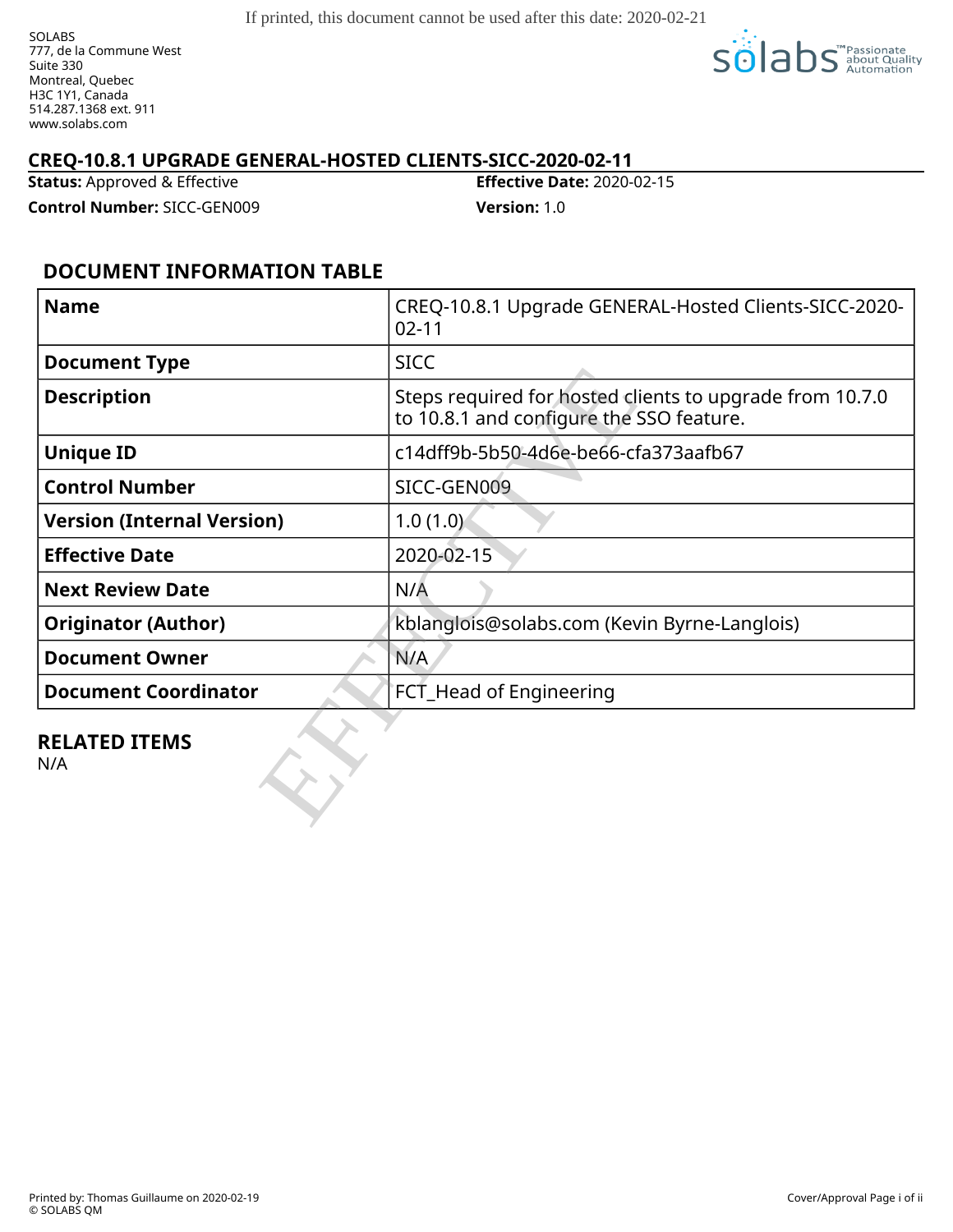If printed, this document cannot be used after this date: 2020-02-21

SOLABS
777, de la Commune West
Suite 330
Montreal, Quebec
H3C 1Y1, Canada
514.287.1368 ext. 911
www.solabs.com

## CREQ-10.8.1 UPGRADE GENERAL-HOSTED CLIENTS-SICC-2020-02-11

**Status:** Approved & Effective
**Effective Date:** 2020-02-15
**Control Number:** SICC-GEN009
**Version:** 1.0

## DOCUMENT INFORMATION TABLE

| | |
|---|---|
| **Name** | CREQ-10.8.1 Upgrade GENERAL-Hosted Clients-SICC-2020-02-11 |
| **Document Type** | SICC |
| **Description** | Steps required for hosted clients to upgrade from 10.7.0 to 10.8.1 and configure the SSO feature. |
| **Unique ID** | c14dff9b-5b50-4d6e-be66-cfa373aafb67 |
| **Control Number** | SICC-GEN009 |
| **Version (Internal Version)** | 1.0 (1.0) |
| **Effective Date** | 2020-02-15 |
| **Next Review Date** | N/A |
| **Originator (Author)** | kblanglois@solabs.com (Kevin Byrne-Langlois) |
| **Document Owner** | N/A |
| **Document Coordinator** | FCT_Head of Engineering |

## RELATED ITEMS

N/A

Printed by: Thomas Guillaume on 2020-02-19
© SOLABS QM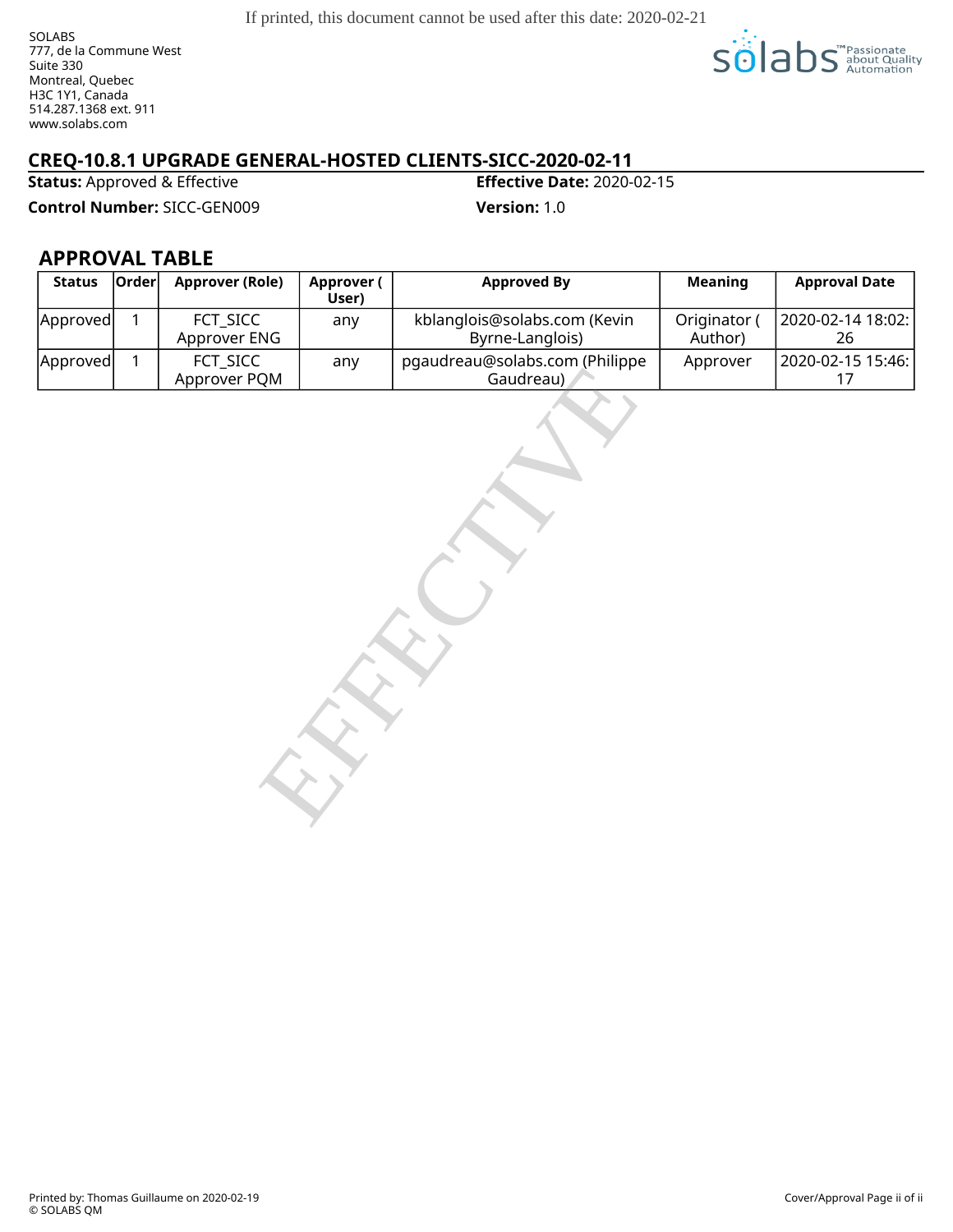If printed, this document cannot be used after this date: 2020-02-21

SOLABS
777, de la Commune West
Suite 330
Montreal, Quebec
H3C 1Y1, Canada
514.287.1368 ext. 911
www.solabs.com

## CREQ-10.8.1 UPGRADE GENERAL-HOSTED CLIENTS-SICC-2020-02-11

**Status:** Approved & Effective

**Effective Date:** 2020-02-15

**Control Number:** SICC-GEN009

**Version:** 1.0

### APPROVAL TABLE

| Status | Order | Approver (Role) | Approver (User) | Approved By | Meaning | Approval Date |
|---|---|---|---|---|---|---|
| Approved | 1 | FCT_SICC Approver ENG | any | kblanglois@solabs.com (Kevin Byrne-Langlois) | Originator (Author) | 2020-02-14 18:02:26 |
| Approved | 1 | FCT_SICC Approver PQM | any | pgaudreau@solabs.com (Philippe Gaudreau) | Approver | 2020-02-15 15:46:17 |

EFFECTIVE

Printed by: Thomas Guillaume on 2020-02-19
© SOLABS QM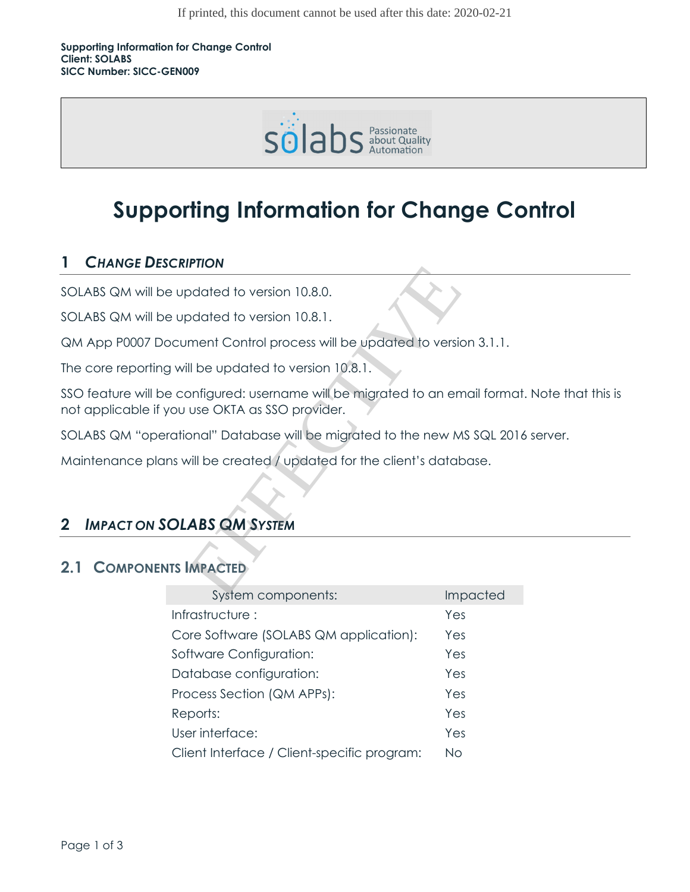If printed, this document cannot be used after this date: 2020-02-21

**Supporting Information for Change Control**
**Client: SOLABS**
**SICC Number: SICC-GEN009**

# Supporting Information for Change Control

## 1 *CHANGE DESCRIPTION*

SOLABS QM will be updated to version 10.8.0.

SOLABS QM will be updated to version 10.8.1.

QM App P0007 Document Control process will be updated to version 3.1.1.

The core reporting will be updated to version 10.8.1.

SSO feature will be configured: username will be migrated to an email format. Note that this is not applicable if you use OKTA as SSO provider.

SOLABS QM "operational" Database will be migrated to the new MS SQL 2016 server.

Maintenance plans will be created / updated for the client's database.

## 2 *IMPACT ON SOLABS QM SYSTEM*

### 2.1 COMPONENTS IMPACTED

| System components: | Impacted |
|---|---|
| Infrastructure : | Yes |
| Core Software (SOLABS QM application): | Yes |
| Software Configuration: | Yes |
| Database configuration: | Yes |
| Process Section (QM APPs): | Yes |
| Reports: | Yes |
| User interface: | Yes |
| Client Interface / Client-specific program: | No |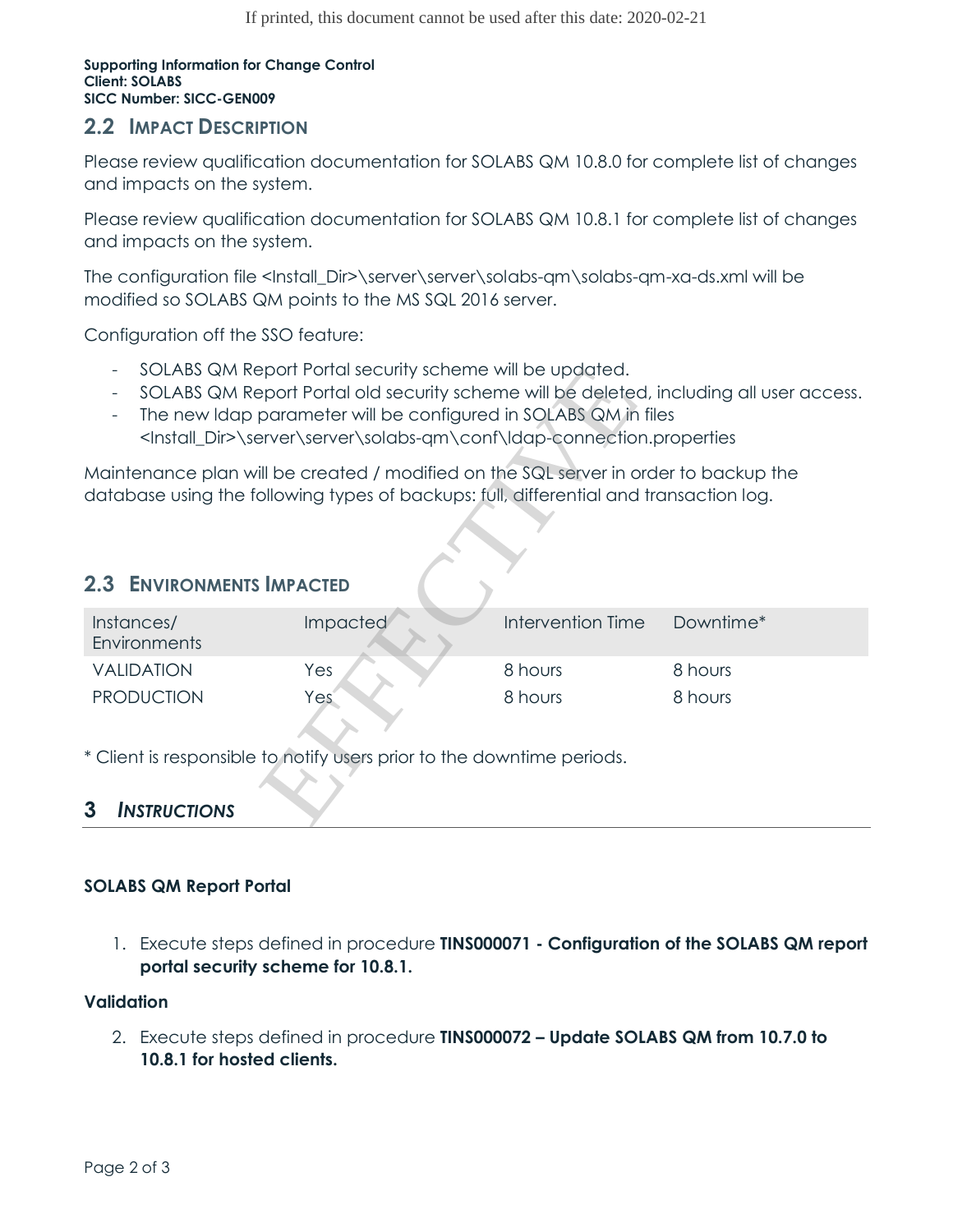**Supporting Information for Change Control**
**Client: SOLABS**
**SICC Number: SICC-GEN009**

## 2.2 IMPACT DESCRIPTION

Please review qualification documentation for SOLABS QM 10.8.0 for complete list of changes and impacts on the system.

Please review qualification documentation for SOLABS QM 10.8.1 for complete list of changes and impacts on the system.

The configuration file <Install_Dir>\server\server\solabs-qm\solabs-qm-xa-ds.xml will be modified so SOLABS QM points to the MS SQL 2016 server.

Configuration off the SSO feature:

- SOLABS QM Report Portal security scheme will be updated.
- SOLABS QM Report Portal old security scheme will be deleted, including all user access.
- The new ldap parameter will be configured in SOLABS QM in files <Install_Dir>\server\server\solabs-qm\conf\ldap-connection.properties

Maintenance plan will be created / modified on the SQL server in order to backup the database using the following types of backups: full, differential and transaction log.

## 2.3 ENVIRONMENTS IMPACTED

| Instances/ Environments | Impacted | Intervention Time | Downtime* |
|---|---|---|---|
| VALIDATION | Yes | 8 hours | 8 hours |
| PRODUCTION | Yes | 8 hours | 8 hours |

* Client is responsible to notify users prior to the downtime periods.

# 3 *INSTRUCTIONS*

**SOLABS QM Report Portal**

1. Execute steps defined in procedure **TINS000071 - Configuration of the SOLABS QM report portal security scheme for 10.8.1.**

**Validation**

2. Execute steps defined in procedure **TINS000072 – Update SOLABS QM from 10.7.0 to 10.8.1 for hosted clients.**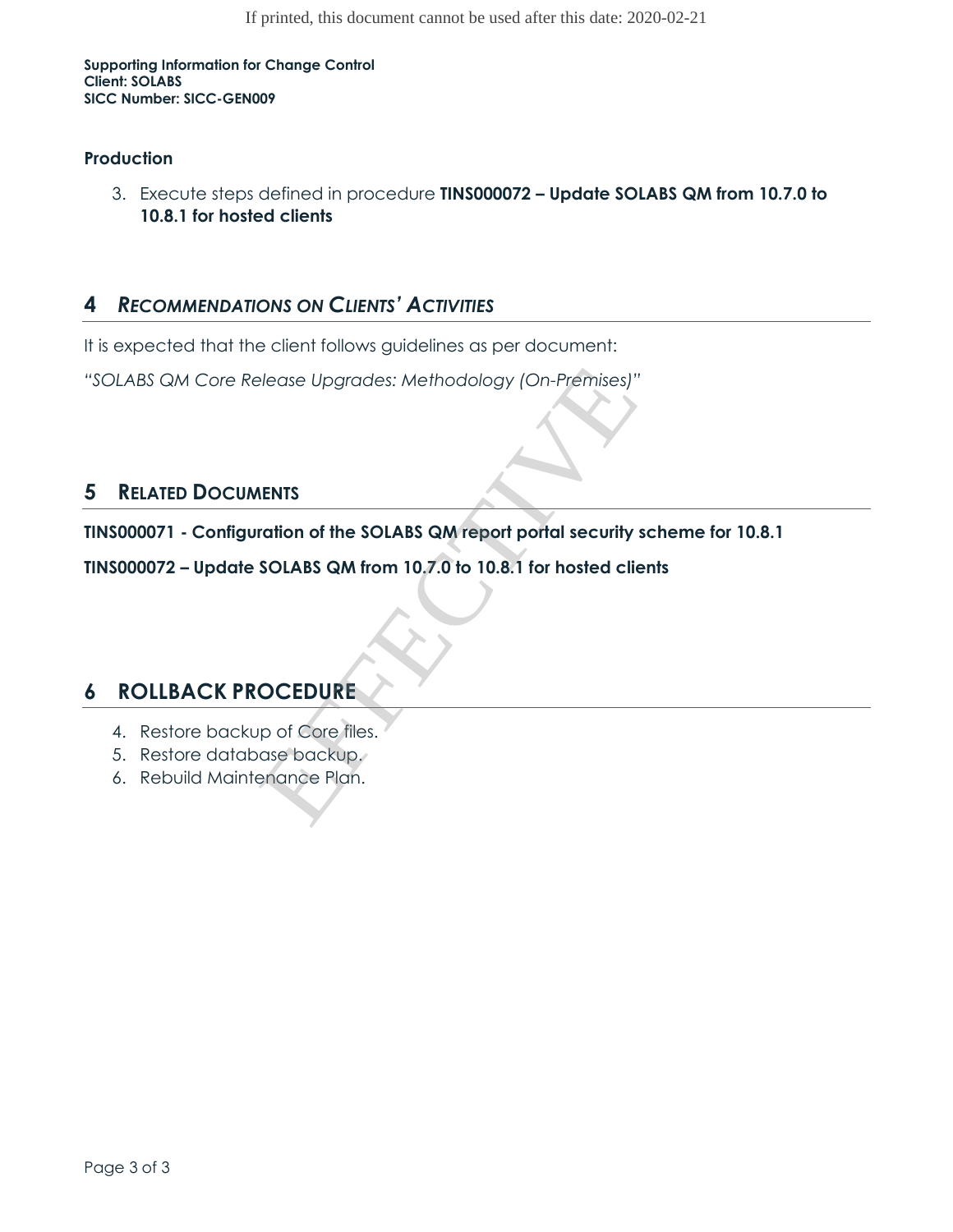**Production**

3. Execute steps defined in procedure **TINS000072 – Update SOLABS QM from 10.7.0 to 10.8.1 for hosted clients**

## 4 *RECOMMENDATIONS ON CLIENTS' ACTIVITIES*

It is expected that the client follows guidelines as per document:

*"SOLABS QM Core Release Upgrades: Methodology (On-Premises)"*

## 5 RELATED DOCUMENTS

**TINS000071 - Configuration of the SOLABS QM report portal security scheme for 10.8.1**

**TINS000072 – Update SOLABS QM from 10.7.0 to 10.8.1 for hosted clients**

## 6 ROLLBACK PROCEDURE

4. Restore backup of Core files.
5. Restore database backup.
6. Rebuild Maintenance Plan.